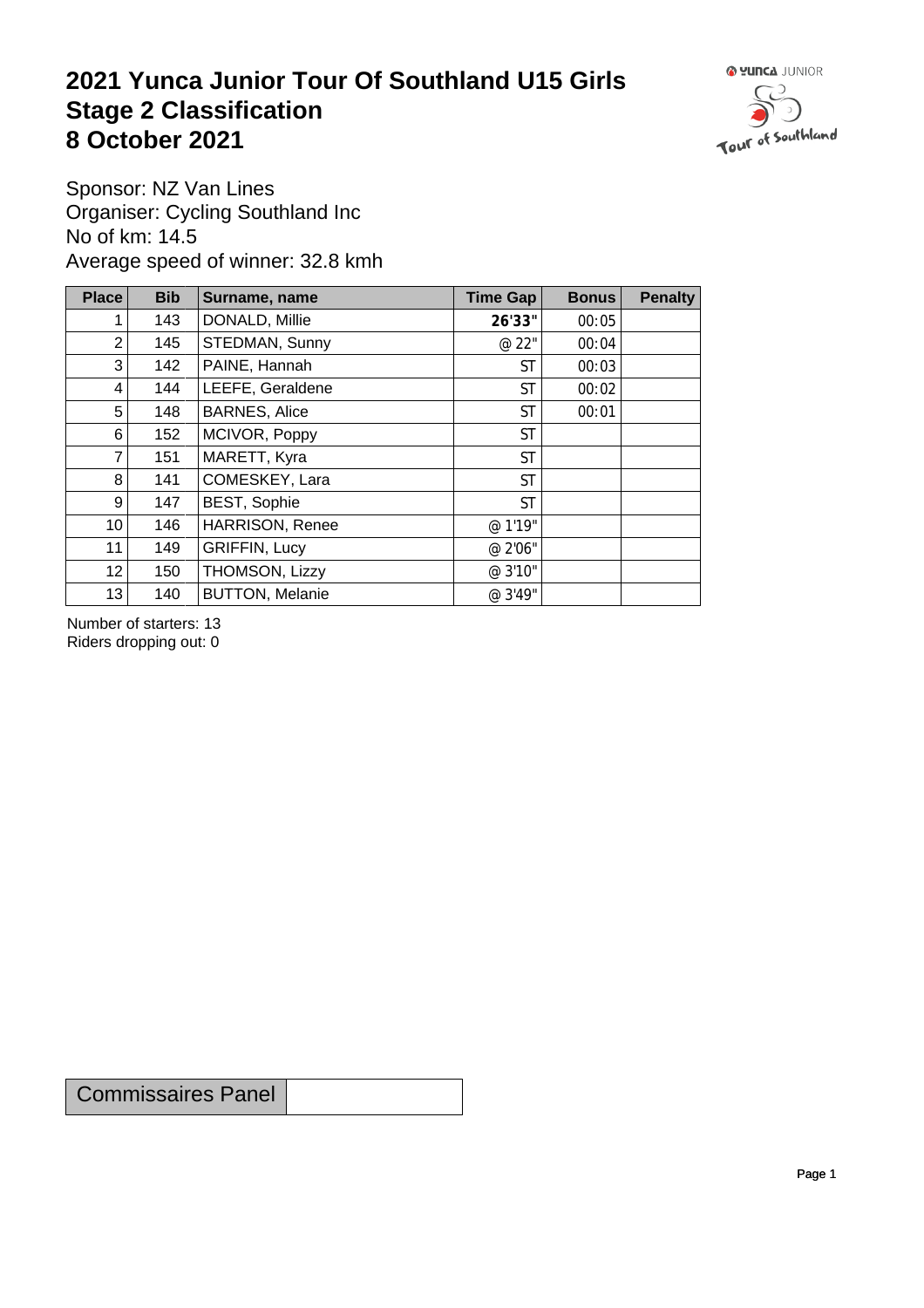# 2021 Yunca Junior Tour Of Southland U15 Girls
# Stage 2 Classification
# 8 October 2021

Sponsor: NZ Van Lines
Organiser: Cycling Southland Inc
No of km: 14.5
Average speed of winner: 32.8 kmh

| Place | Bib | Surname, name | Time Gap | Bonus | Penalty |
|---|---|---|---|---|---|
| 1 | 143 | DONALD, Millie | **26'33"** | 00:05 | |
| 2 | 145 | STEDMAN, Sunny | @ 22" | 00:04 | |
| 3 | 142 | PAINE, Hannah | ST | 00:03 | |
| 4 | 144 | LEEFE, Geraldene | ST | 00:02 | |
| 5 | 148 | BARNES, Alice | ST | 00:01 | |
| 6 | 152 | MCIVOR, Poppy | ST | | |
| 7 | 151 | MARETT, Kyra | ST | | |
| 8 | 141 | COMESKEY, Lara | ST | | |
| 9 | 147 | BEST, Sophie | ST | | |
| 10 | 146 | HARRISON, Renee | @ 1'19" | | |
| 11 | 149 | GRIFFIN, Lucy | @ 2'06" | | |
| 12 | 150 | THOMSON, Lizzy | @ 3'10" | | |
| 13 | 140 | BUTTON, Melanie | @ 3'49" | | |

Number of starters: 13
Riders dropping out: 0

| Commissaires Panel | |
|---|---|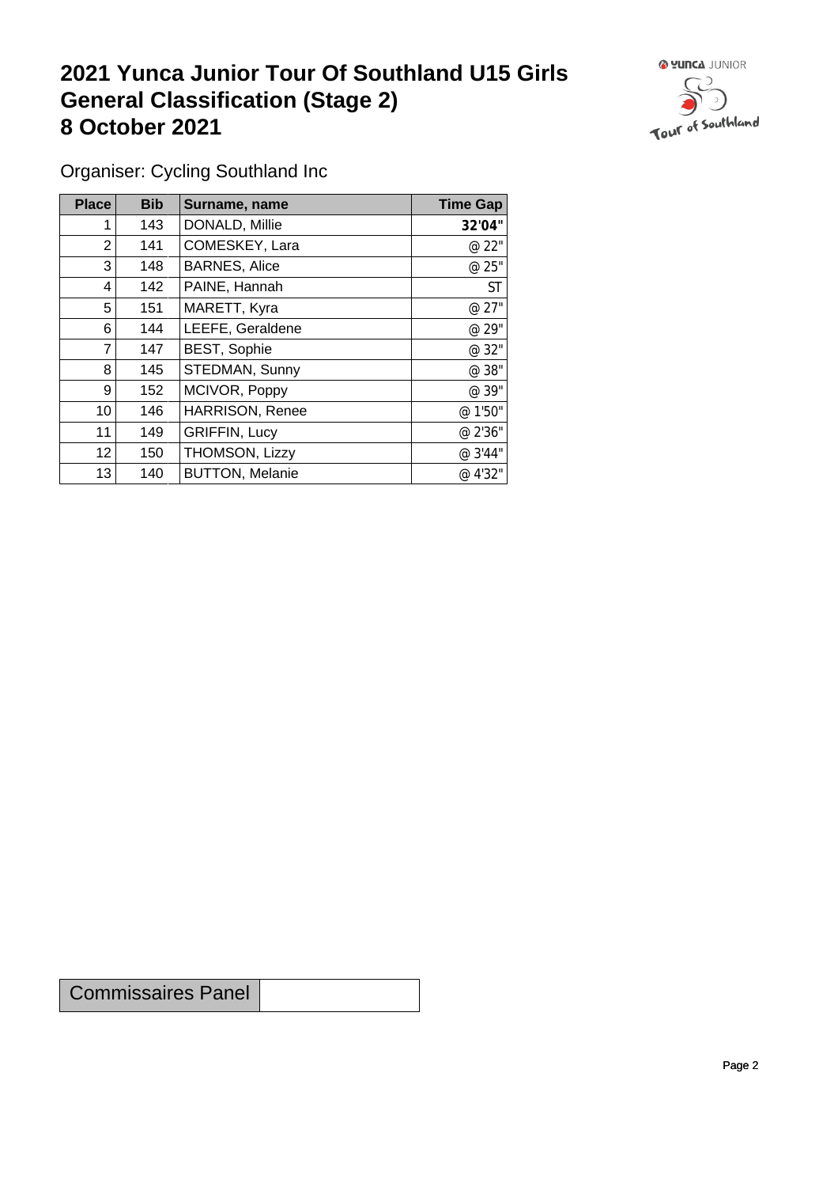# 2021 Yunca Junior Tour Of Southland U15 Girls General Classification (Stage 2) 8 October 2021

Organiser: Cycling Southland Inc

| Place | Bib | Surname, name | Time Gap |
|---|---|---|---|
| 1 | 143 | DONALD, Millie | **32'04"** |
| 2 | 141 | COMESKEY, Lara | @ 22" |
| 3 | 148 | BARNES, Alice | @ 25" |
| 4 | 142 | PAINE, Hannah | ST |
| 5 | 151 | MARETT, Kyra | @ 27" |
| 6 | 144 | LEEFE, Geraldene | @ 29" |
| 7 | 147 | BEST, Sophie | @ 32" |
| 8 | 145 | STEDMAN, Sunny | @ 38" |
| 9 | 152 | MCIVOR, Poppy | @ 39" |
| 10 | 146 | HARRISON, Renee | @ 1'50" |
| 11 | 149 | GRIFFIN, Lucy | @ 2'36" |
| 12 | 150 | THOMSON, Lizzy | @ 3'44" |
| 13 | 140 | BUTTON, Melanie | @ 4'32" |

| Commissaires Panel | |
|---|---|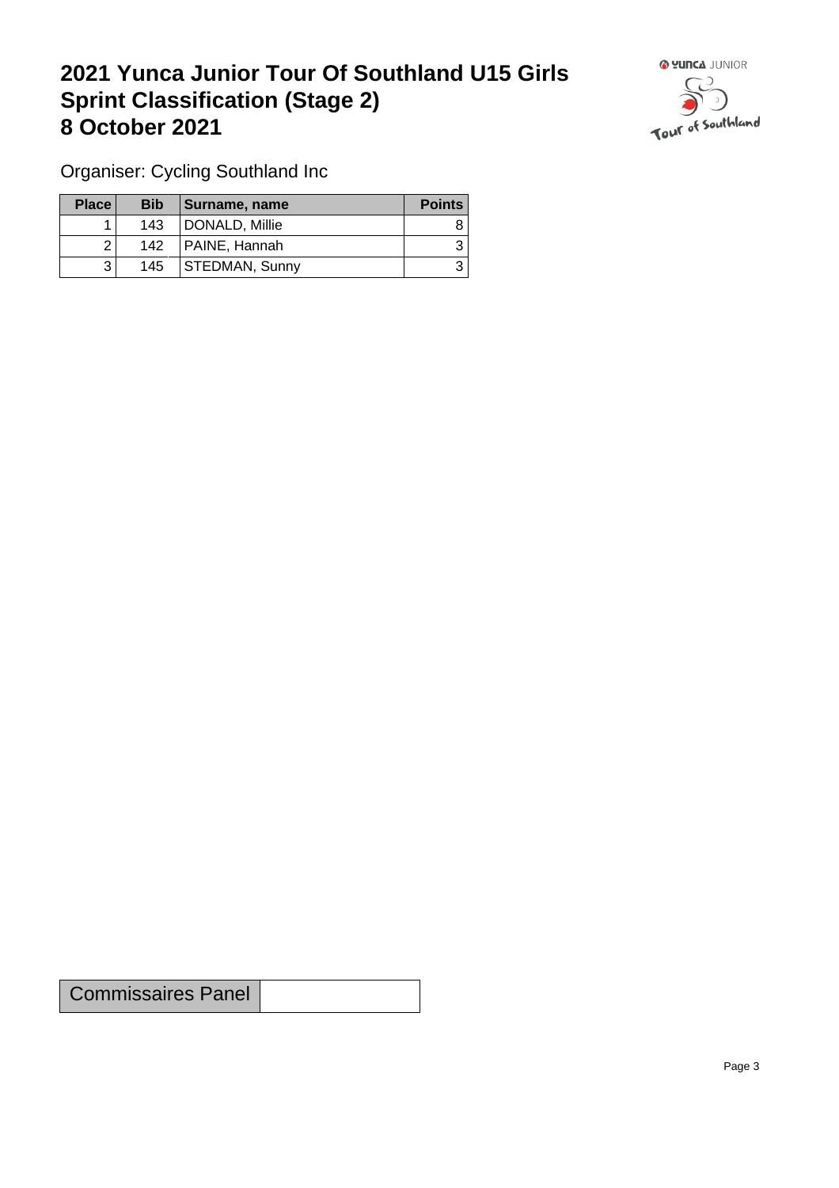# 2021 Yunca Junior Tour Of Southland U15 Girls Sprint Classification (Stage 2) 8 October 2021

Organiser: Cycling Southland Inc

| Place | Bib | Surname, name | Points |
|---|---|---|---|
| 1 | 143 | DONALD, Millie | 8 |
| 2 | 142 | PAINE, Hannah | 3 |
| 3 | 145 | STEDMAN, Sunny | 3 |

| Commissaires Panel | |
|---|---|